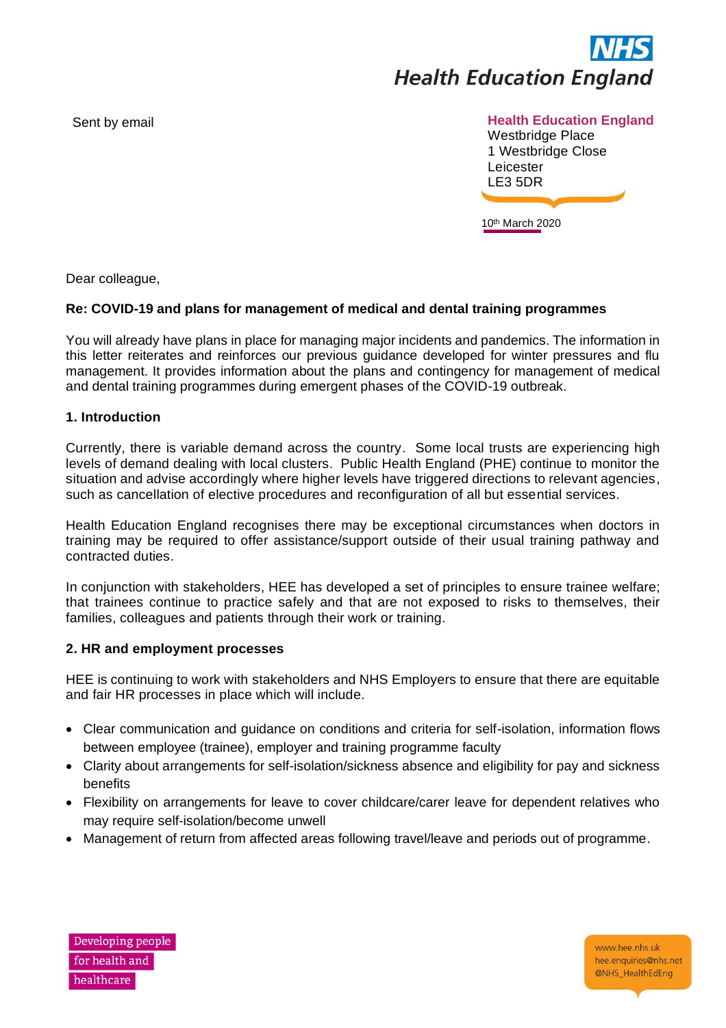NHS
Health Education England

Sent by email

**Health Education England**
Westbridge Place
1 Westbridge Close
Leicester
LE3 5DR

10th March 2020

Dear colleague,

**Re: COVID-19 and plans for management of medical and dental training programmes**

You will already have plans in place for managing major incidents and pandemics. The information in this letter reiterates and reinforces our previous guidance developed for winter pressures and flu management. It provides information about the plans and contingency for management of medical and dental training programmes during emergent phases of the COVID-19 outbreak.

**1. Introduction**

Currently, there is variable demand across the country. Some local trusts are experiencing high levels of demand dealing with local clusters. Public Health England (PHE) continue to monitor the situation and advise accordingly where higher levels have triggered directions to relevant agencies, such as cancellation of elective procedures and reconfiguration of all but essential services.

Health Education England recognises there may be exceptional circumstances when doctors in training may be required to offer assistance/support outside of their usual training pathway and contracted duties.

In conjunction with stakeholders, HEE has developed a set of principles to ensure trainee welfare; that trainees continue to practice safely and that are not exposed to risks to themselves, their families, colleagues and patients through their work or training.

**2. HR and employment processes**

HEE is continuing to work with stakeholders and NHS Employers to ensure that there are equitable and fair HR processes in place which will include.

- Clear communication and guidance on conditions and criteria for self-isolation, information flows between employee (trainee), employer and training programme faculty
- Clarity about arrangements for self-isolation/sickness absence and eligibility for pay and sickness benefits
- Flexibility on arrangements for leave to cover childcare/carer leave for dependent relatives who may require self-isolation/become unwell
- Management of return from affected areas following travel/leave and periods out of programme.

Developing people for health and healthcare

www.hee.nhs.uk
hee.enquiries@nhs.net
@NHS_HealthEdEng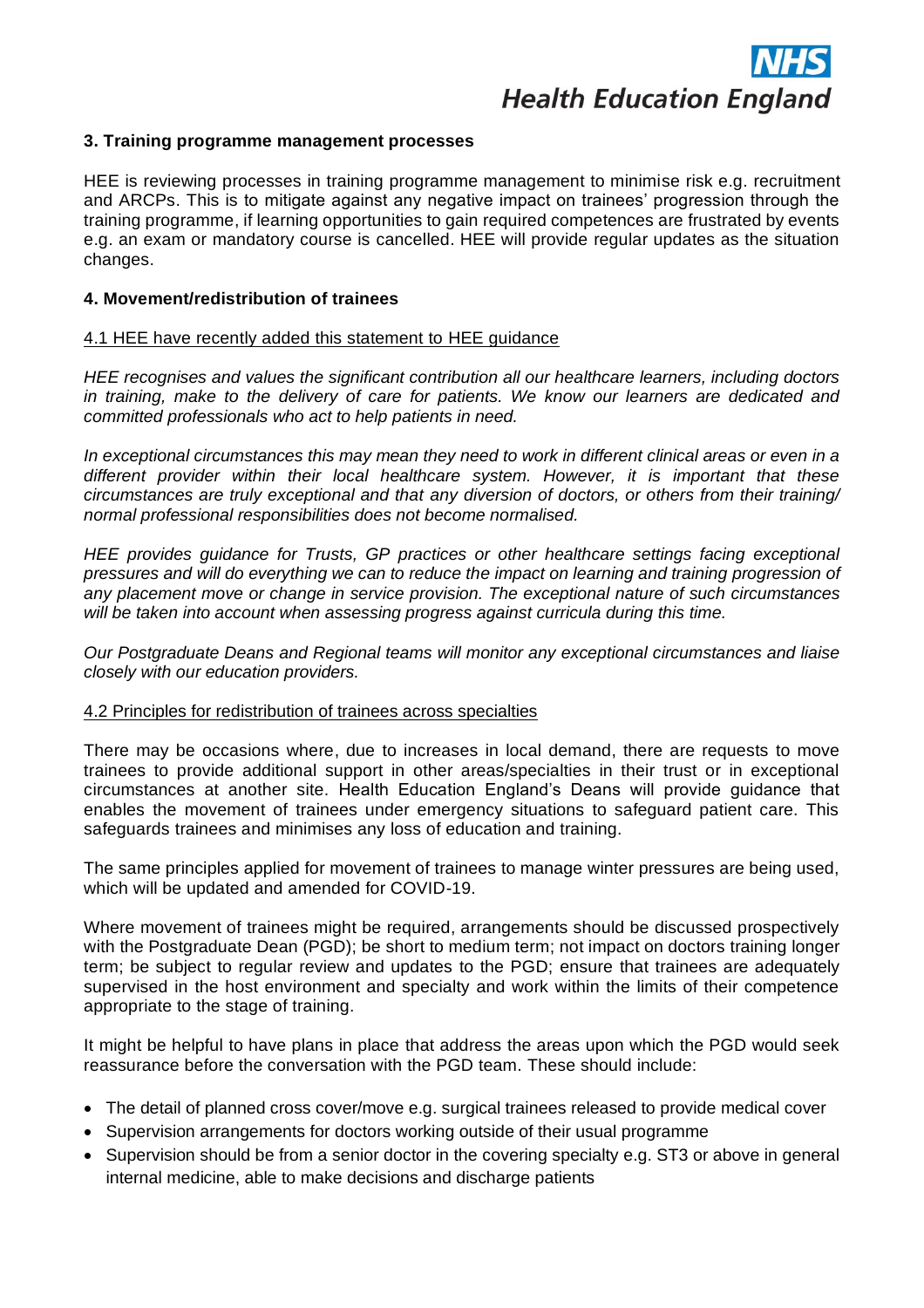### 3. Training programme management processes

HEE is reviewing processes in training programme management to minimise risk e.g. recruitment and ARCPs. This is to mitigate against any negative impact on trainees' progression through the training programme, if learning opportunities to gain required competences are frustrated by events e.g. an exam or mandatory course is cancelled. HEE will provide regular updates as the situation changes.

### 4. Movement/redistribution of trainees

<u>4.1 HEE have recently added this statement to HEE guidance</u>

*HEE recognises and values the significant contribution all our healthcare learners, including doctors in training, make to the delivery of care for patients. We know our learners are dedicated and committed professionals who act to help patients in need.*

*In exceptional circumstances this may mean they need to work in different clinical areas or even in a different provider within their local healthcare system. However, it is important that these circumstances are truly exceptional and that any diversion of doctors, or others from their training/ normal professional responsibilities does not become normalised.*

*HEE provides guidance for Trusts, GP practices or other healthcare settings facing exceptional pressures and will do everything we can to reduce the impact on learning and training progression of any placement move or change in service provision. The exceptional nature of such circumstances will be taken into account when assessing progress against curricula during this time.*

*Our Postgraduate Deans and Regional teams will monitor any exceptional circumstances and liaise closely with our education providers.*

<u>4.2 Principles for redistribution of trainees across specialties</u>

There may be occasions where, due to increases in local demand, there are requests to move trainees to provide additional support in other areas/specialties in their trust or in exceptional circumstances at another site. Health Education England's Deans will provide guidance that enables the movement of trainees under emergency situations to safeguard patient care. This safeguards trainees and minimises any loss of education and training.

The same principles applied for movement of trainees to manage winter pressures are being used, which will be updated and amended for COVID-19.

Where movement of trainees might be required, arrangements should be discussed prospectively with the Postgraduate Dean (PGD); be short to medium term; not impact on doctors training longer term; be subject to regular review and updates to the PGD; ensure that trainees are adequately supervised in the host environment and specialty and work within the limits of their competence appropriate to the stage of training.

It might be helpful to have plans in place that address the areas upon which the PGD would seek reassurance before the conversation with the PGD team. These should include:

- The detail of planned cross cover/move e.g. surgical trainees released to provide medical cover
- Supervision arrangements for doctors working outside of their usual programme
- Supervision should be from a senior doctor in the covering specialty e.g. ST3 or above in general internal medicine, able to make decisions and discharge patients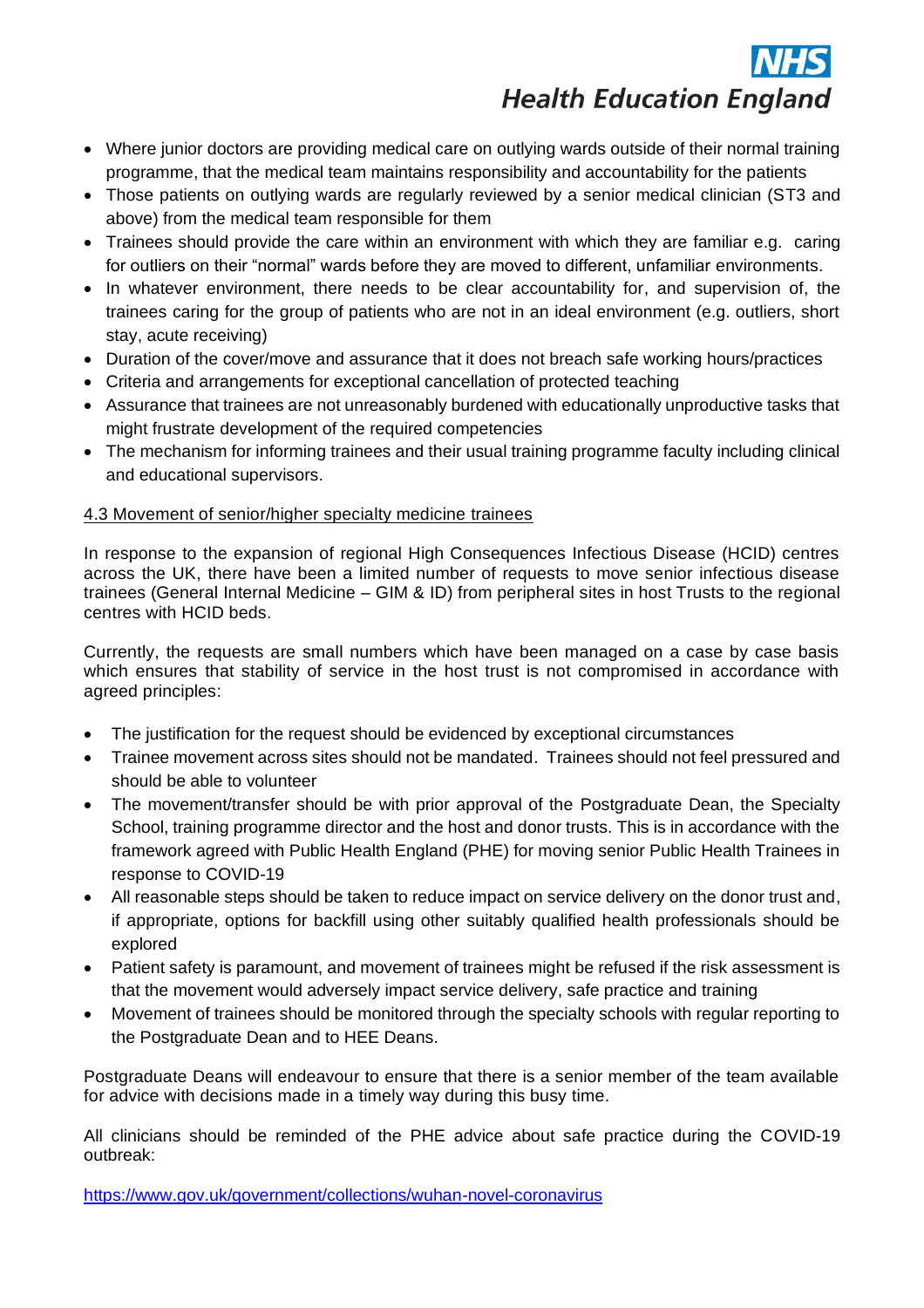- Where junior doctors are providing medical care on outlying wards outside of their normal training programme, that the medical team maintains responsibility and accountability for the patients
- Those patients on outlying wards are regularly reviewed by a senior medical clinician (ST3 and above) from the medical team responsible for them
- Trainees should provide the care within an environment with which they are familiar e.g. caring for outliers on their "normal" wards before they are moved to different, unfamiliar environments.
- In whatever environment, there needs to be clear accountability for, and supervision of, the trainees caring for the group of patients who are not in an ideal environment (e.g. outliers, short stay, acute receiving)
- Duration of the cover/move and assurance that it does not breach safe working hours/practices
- Criteria and arrangements for exceptional cancellation of protected teaching
- Assurance that trainees are not unreasonably burdened with educationally unproductive tasks that might frustrate development of the required competencies
- The mechanism for informing trainees and their usual training programme faculty including clinical and educational supervisors.

### 4.3 Movement of senior/higher specialty medicine trainees

In response to the expansion of regional High Consequences Infectious Disease (HCID) centres across the UK, there have been a limited number of requests to move senior infectious disease trainees (General Internal Medicine – GIM & ID) from peripheral sites in host Trusts to the regional centres with HCID beds.

Currently, the requests are small numbers which have been managed on a case by case basis which ensures that stability of service in the host trust is not compromised in accordance with agreed principles:

- The justification for the request should be evidenced by exceptional circumstances
- Trainee movement across sites should not be mandated. Trainees should not feel pressured and should be able to volunteer
- The movement/transfer should be with prior approval of the Postgraduate Dean, the Specialty School, training programme director and the host and donor trusts. This is in accordance with the framework agreed with Public Health England (PHE) for moving senior Public Health Trainees in response to COVID-19
- All reasonable steps should be taken to reduce impact on service delivery on the donor trust and, if appropriate, options for backfill using other suitably qualified health professionals should be explored
- Patient safety is paramount, and movement of trainees might be refused if the risk assessment is that the movement would adversely impact service delivery, safe practice and training
- Movement of trainees should be monitored through the specialty schools with regular reporting to the Postgraduate Dean and to HEE Deans.

Postgraduate Deans will endeavour to ensure that there is a senior member of the team available for advice with decisions made in a timely way during this busy time.

All clinicians should be reminded of the PHE advice about safe practice during the COVID-19 outbreak:

https://www.gov.uk/government/collections/wuhan-novel-coronavirus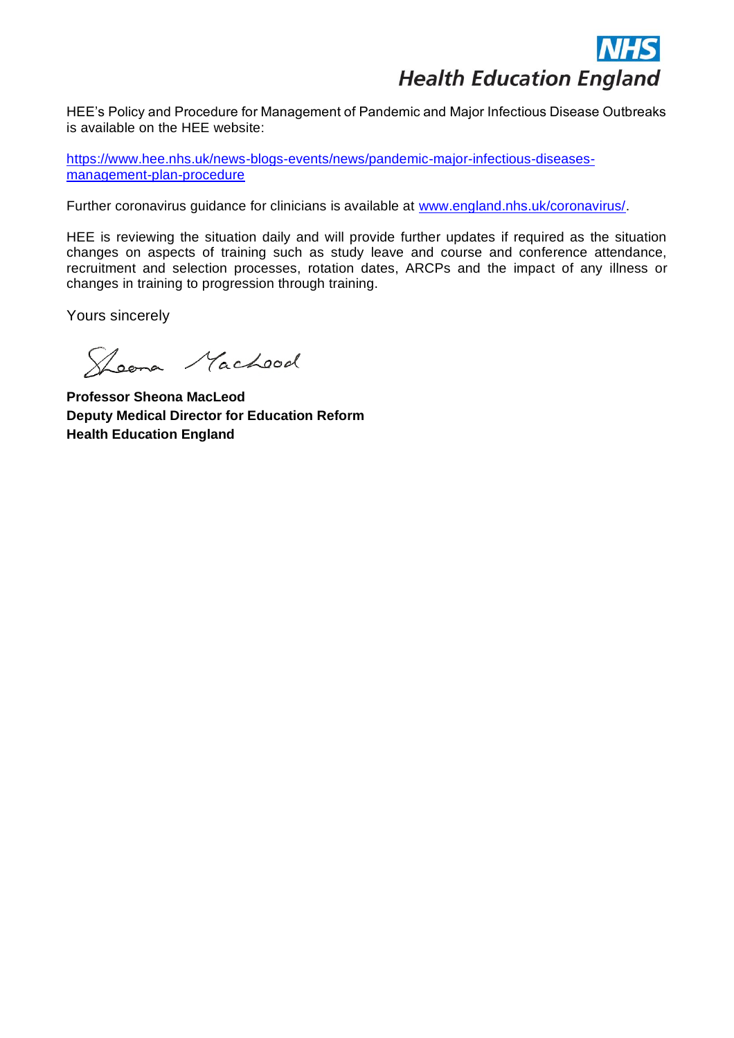HEE's Policy and Procedure for Management of Pandemic and Major Infectious Disease Outbreaks is available on the HEE website:

https://www.hee.nhs.uk/news-blogs-events/news/pandemic-major-infectious-diseases-management-plan-procedure

Further coronavirus guidance for clinicians is available at www.england.nhs.uk/coronavirus/.

HEE is reviewing the situation daily and will provide further updates if required as the situation changes on aspects of training such as study leave and course and conference attendance, recruitment and selection processes, rotation dates, ARCPs and the impact of any illness or changes in training to progression through training.

Yours sincerely

**Professor Sheona MacLeod**
**Deputy Medical Director for Education Reform**
**Health Education England**